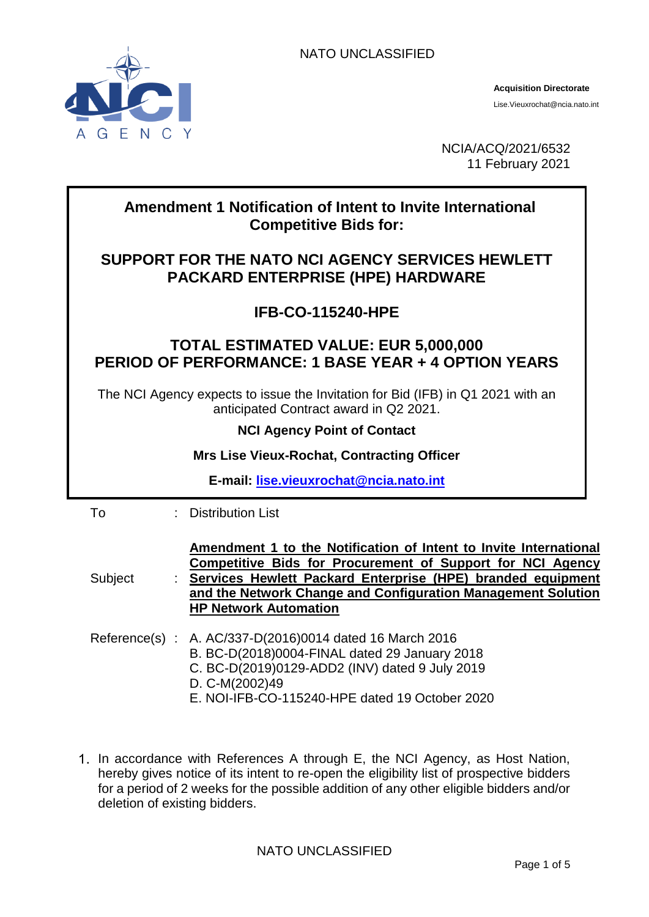NATO UNCLASSIFIED

**Acquisition Directorate**

Lise.Vieuxrochat@ncia.nato.int

NCIA/ACQ/2021/6532
11 February 2021

## Amendment 1 Notification of Intent to Invite International Competitive Bids for:

## SUPPORT FOR THE NATO NCI AGENCY SERVICES HEWLETT PACKARD ENTERPRISE (HPE) HARDWARE

## IFB-CO-115240-HPE

## TOTAL ESTIMATED VALUE: EUR 5,000,000
## PERIOD OF PERFORMANCE: 1 BASE YEAR + 4 OPTION YEARS

The NCI Agency expects to issue the Invitation for Bid (IFB) in Q1 2021 with an anticipated Contract award in Q2 2021.

**NCI Agency Point of Contact**

**Mrs Lise Vieux-Rochat, Contracting Officer**

**E-mail: lise.vieuxrochat@ncia.nato.int**

To : Distribution List

Subject : **Amendment 1 to the Notification of Intent to Invite International Competitive Bids for Procurement of Support for NCI Agency Services Hewlett Packard Enterprise (HPE) branded equipment and the Network Change and Configuration Management Solution HP Network Automation**

Reference(s) :
A. AC/337-D(2016)0014 dated 16 March 2016
B. BC-D(2018)0004-FINAL dated 29 January 2018
C. BC-D(2019)0129-ADD2 (INV) dated 9 July 2019
D. C-M(2002)49
E. NOI-IFB-CO-115240-HPE dated 19 October 2020

1. In accordance with References A through E, the NCI Agency, as Host Nation, hereby gives notice of its intent to re-open the eligibility list of prospective bidders for a period of 2 weeks for the possible addition of any other eligible bidders and/or deletion of existing bidders.

NATO UNCLASSIFIED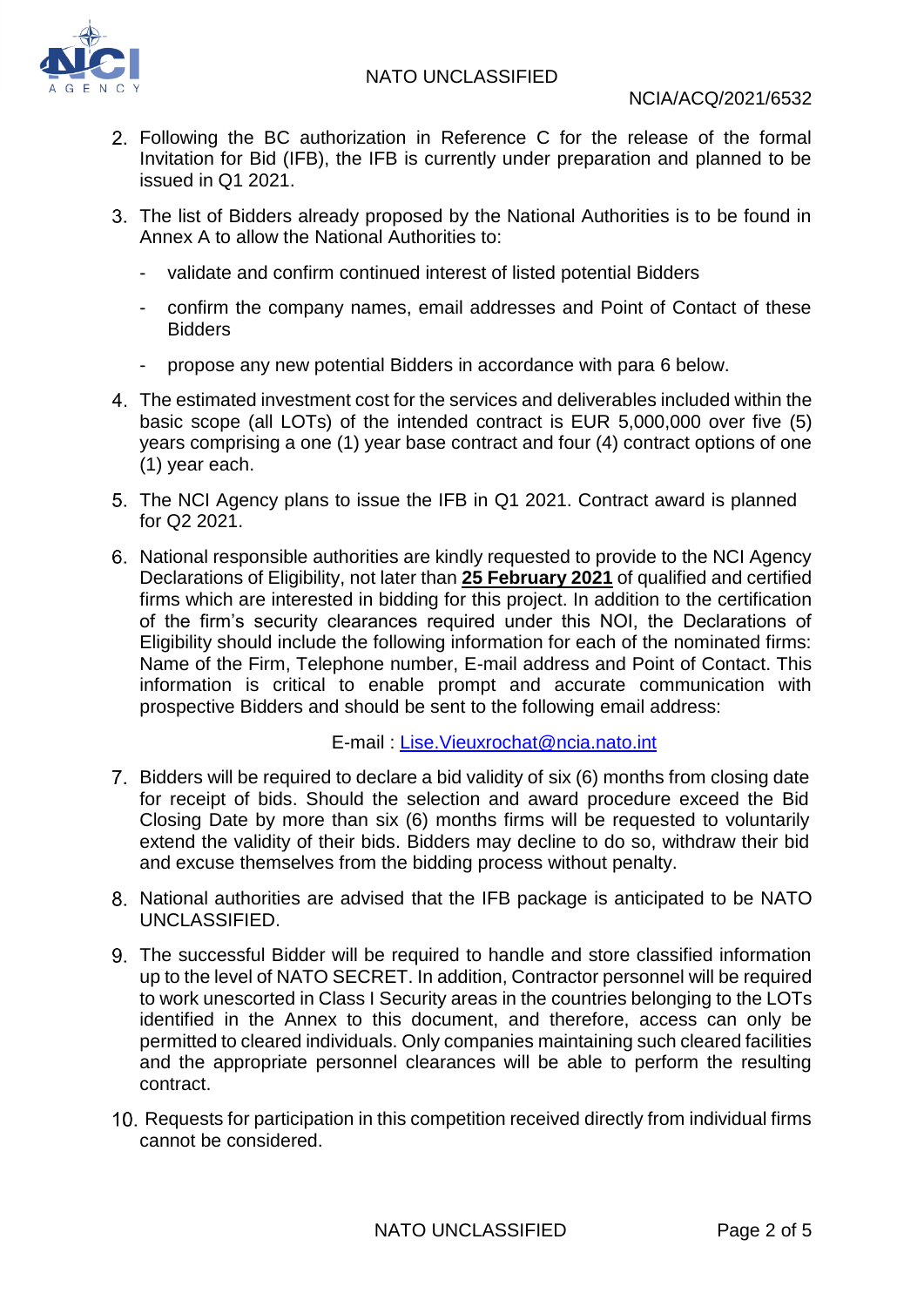2. Following the BC authorization in Reference C for the release of the formal Invitation for Bid (IFB), the IFB is currently under preparation and planned to be issued in Q1 2021.

3. The list of Bidders already proposed by the National Authorities is to be found in Annex A to allow the National Authorities to:

   - validate and confirm continued interest of listed potential Bidders
   - confirm the company names, email addresses and Point of Contact of these Bidders
   - propose any new potential Bidders in accordance with para 6 below.

4. The estimated investment cost for the services and deliverables included within the basic scope (all LOTs) of the intended contract is EUR 5,000,000 over five (5) years comprising a one (1) year base contract and four (4) contract options of one (1) year each.

5. The NCI Agency plans to issue the IFB in Q1 2021. Contract award is planned for Q2 2021.

6. National responsible authorities are kindly requested to provide to the NCI Agency Declarations of Eligibility, not later than **25 February 2021** of qualified and certified firms which are interested in bidding for this project. In addition to the certification of the firm's security clearances required under this NOI, the Declarations of Eligibility should include the following information for each of the nominated firms: Name of the Firm, Telephone number, E-mail address and Point of Contact. This information is critical to enable prompt and accurate communication with prospective Bidders and should be sent to the following email address:

   E-mail : Lise.Vieuxrochat@ncia.nato.int

7. Bidders will be required to declare a bid validity of six (6) months from closing date for receipt of bids. Should the selection and award procedure exceed the Bid Closing Date by more than six (6) months firms will be requested to voluntarily extend the validity of their bids. Bidders may decline to do so, withdraw their bid and excuse themselves from the bidding process without penalty.

8. National authorities are advised that the IFB package is anticipated to be NATO UNCLASSIFIED.

9. The successful Bidder will be required to handle and store classified information up to the level of NATO SECRET. In addition, Contractor personnel will be required to work unescorted in Class I Security areas in the countries belonging to the LOTs identified in the Annex to this document, and therefore, access can only be permitted to cleared individuals. Only companies maintaining such cleared facilities and the appropriate personnel clearances will be able to perform the resulting contract.

10. Requests for participation in this competition received directly from individual firms cannot be considered.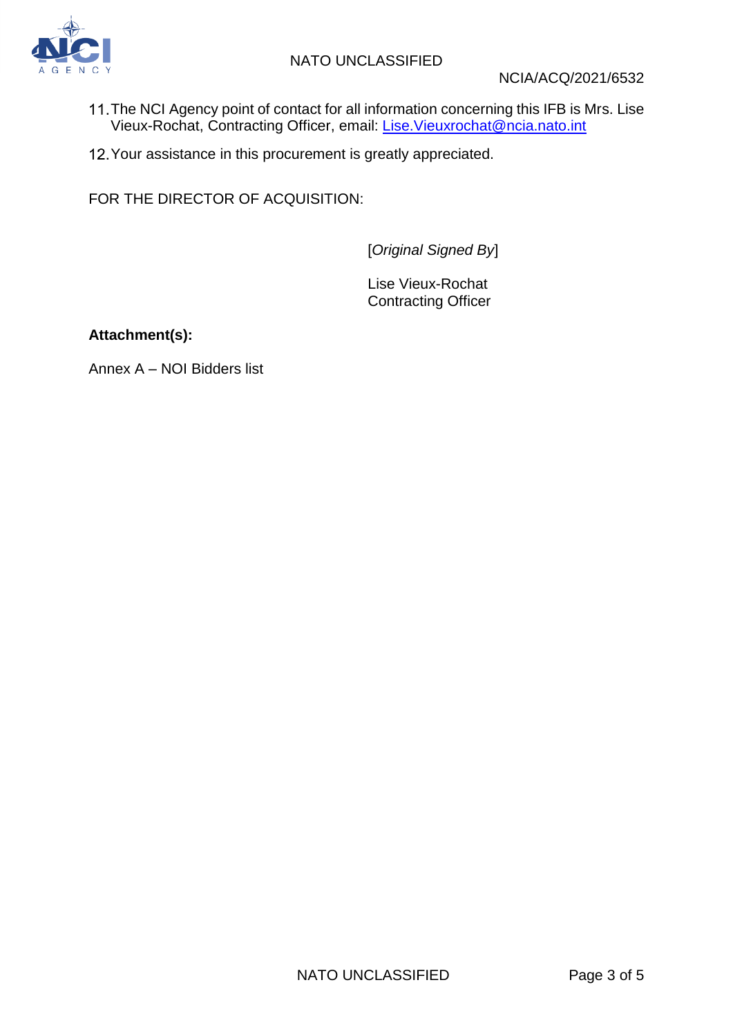11. The NCI Agency point of contact for all information concerning this IFB is Mrs. Lise Vieux-Rochat, Contracting Officer, email: [Lise.Vieuxrochat@ncia.nato.int](mailto:Lise.Vieuxrochat@ncia.nato.int)

12. Your assistance in this procurement is greatly appreciated.

FOR THE DIRECTOR OF ACQUISITION:

[*Original Signed By*]

Lise Vieux-Rochat
Contracting Officer

**Attachment(s):**

Annex A – NOI Bidders list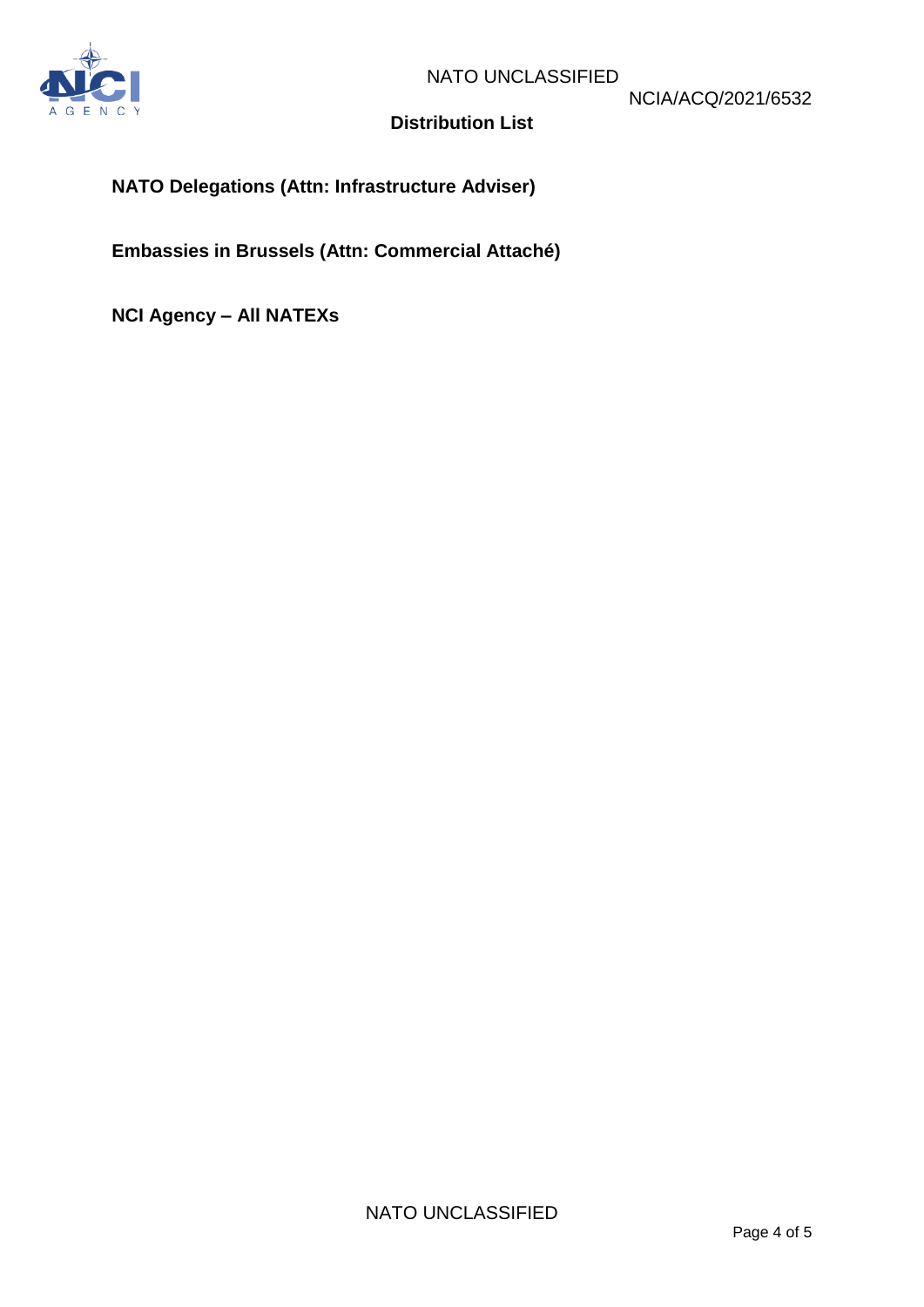## Distribution List

**NATO Delegations (Attn: Infrastructure Adviser)**

**Embassies in Brussels (Attn: Commercial Attaché)**

**NCI Agency – All NATEXs**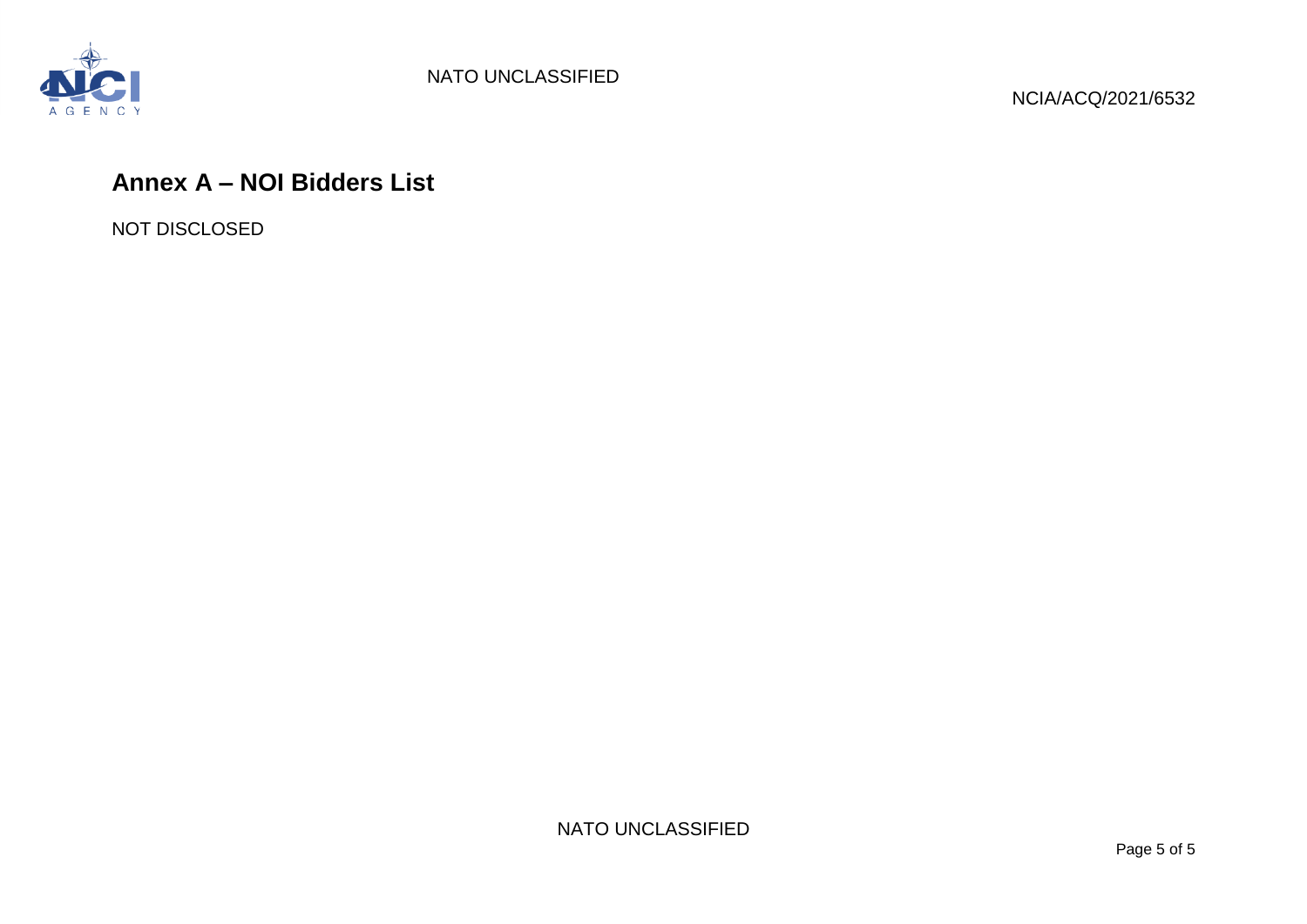## Annex A – NOI Bidders List

NOT DISCLOSED